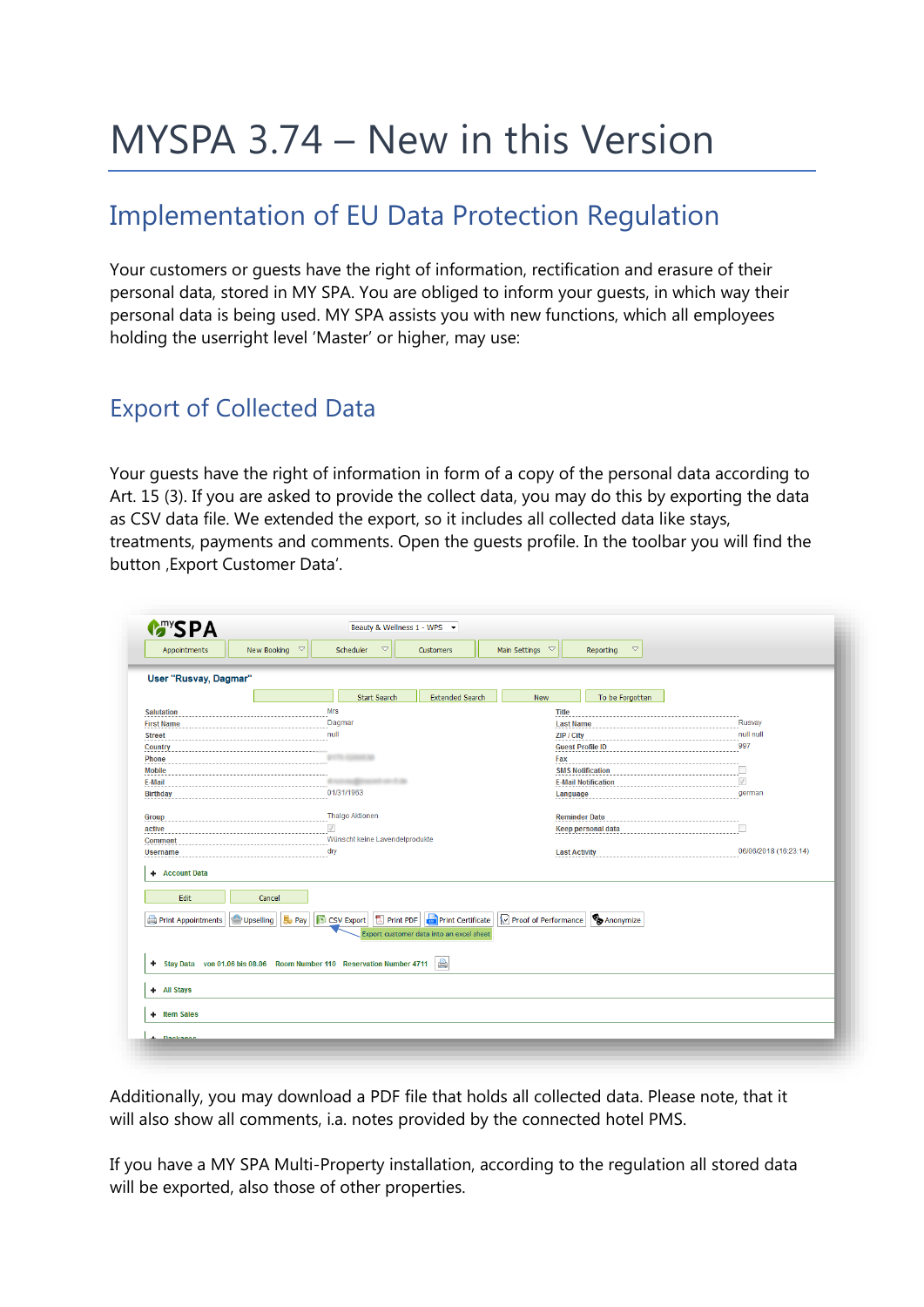# MYSPA 3.74 – New in this Version

## Implementation of EU Data Protection Regulation

Your customers or guests have the right of information, rectification and erasure of their personal data, stored in MY SPA. You are obliged to inform your guests, in which way their personal data is being used. MY SPA assists you with new functions, which all employees holding the userright level 'Master' or higher, may use:

## Export of Collected Data

Your guests have the right of information in form of a copy of the personal data according to Art. 15 (3). If you are asked to provide the collect data, you may do this by exporting the data as CSV data file. We extended the export, so it includes all collected data like stays, treatments, payments and comments. Open the guests profile. In the toolbar you will find the button ‚Export Customer Data'.

Additionally, you may download a PDF file that holds all collected data. Please note, that it will also show all comments, i.a. notes provided by the connected hotel PMS.

If you have a MY SPA Multi-Property installation, according to the regulation all stored data will be exported, also those of other properties.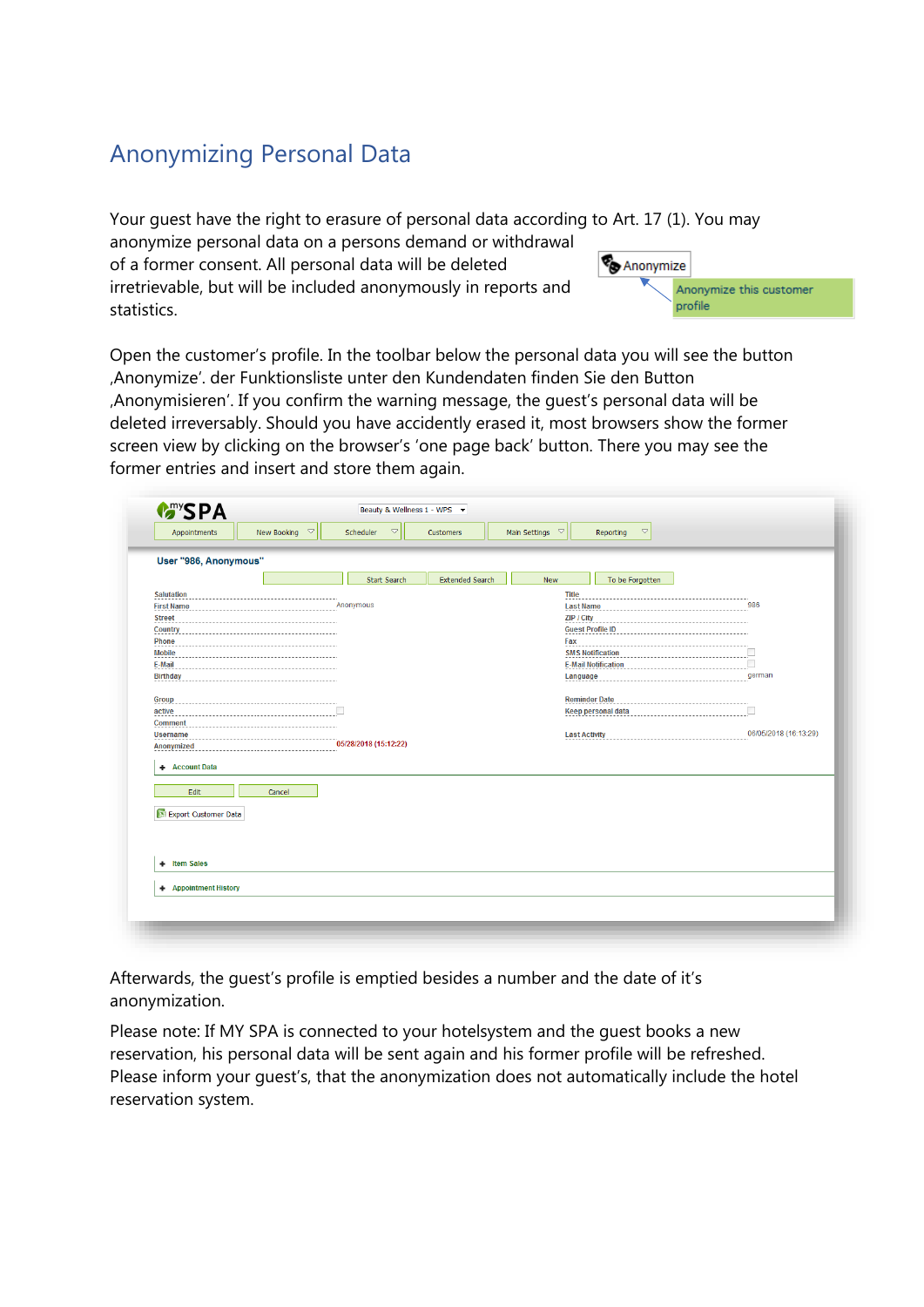# Anonymizing Personal Data

Your guest have the right to erasure of personal data according to Art. 17 (1). You may anonymize personal data on a persons demand or withdrawal of a former consent. All personal data will be deleted irretrievable, but will be included anonymously in reports and statistics.

Open the customer's profile. In the toolbar below the personal data you will see the button ‚Anonymize'. der Funktionsliste unter den Kundendaten finden Sie den Button ‚Anonymisieren'. If you confirm the warning message, the guest's personal data will be deleted irreversably. Should you have accidently erased it, most browsers show the former screen view by clicking on the browser's 'one page back' button. There you may see the former entries and insert and store them again.

Afterwards, the guest's profile is emptied besides a number and the date of it's anonymization.

Please note: If MY SPA is connected to your hotelsystem and the guest books a new reservation, his personal data will be sent again and his former profile will be refreshed. Please inform your guest's, that the anonymization does not automatically include the hotel reservation system.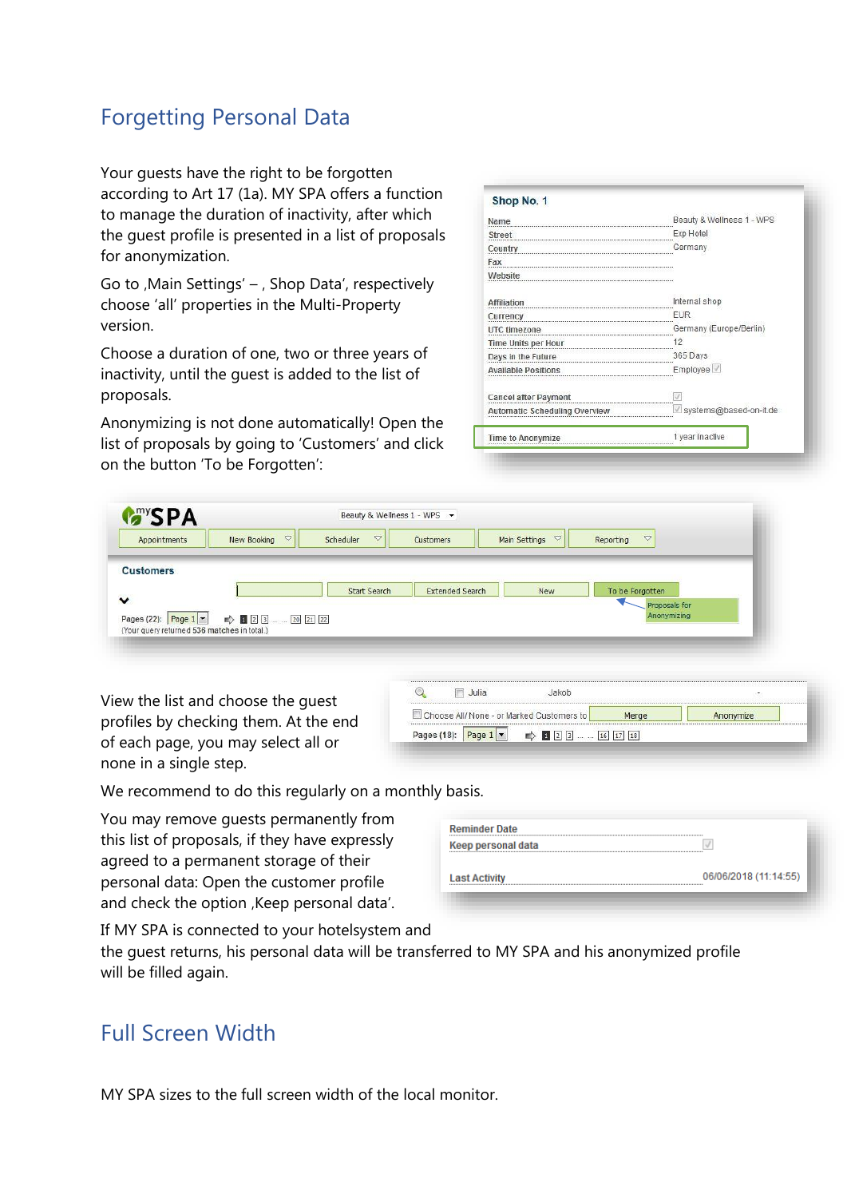# Forgetting Personal Data

Your guests have the right to be forgotten according to Art 17 (1a). MY SPA offers a function to manage the duration of inactivity, after which the guest profile is presented in a list of proposals for anonymization.

Go to ‚Main Settings' – , Shop Data', respectively choose 'all' properties in the Multi-Property version.

Choose a duration of one, two or three years of inactivity, until the guest is added to the list of proposals.

Anonymizing is not done automatically! Open the list of proposals by going to 'Customers' and click on the button 'To be Forgotten':

View the list and choose the guest profiles by checking them. At the end of each page, you may select all or none in a single step.

We recommend to do this regularly on a monthly basis.

You may remove guests permanently from this list of proposals, if they have expressly agreed to a permanent storage of their personal data: Open the customer profile and check the option ‚Keep personal data'.

If MY SPA is connected to your hotelsystem and the guest returns, his personal data will be transferred to MY SPA and his anonymized profile will be filled again.

# Full Screen Width

MY SPA sizes to the full screen width of the local monitor.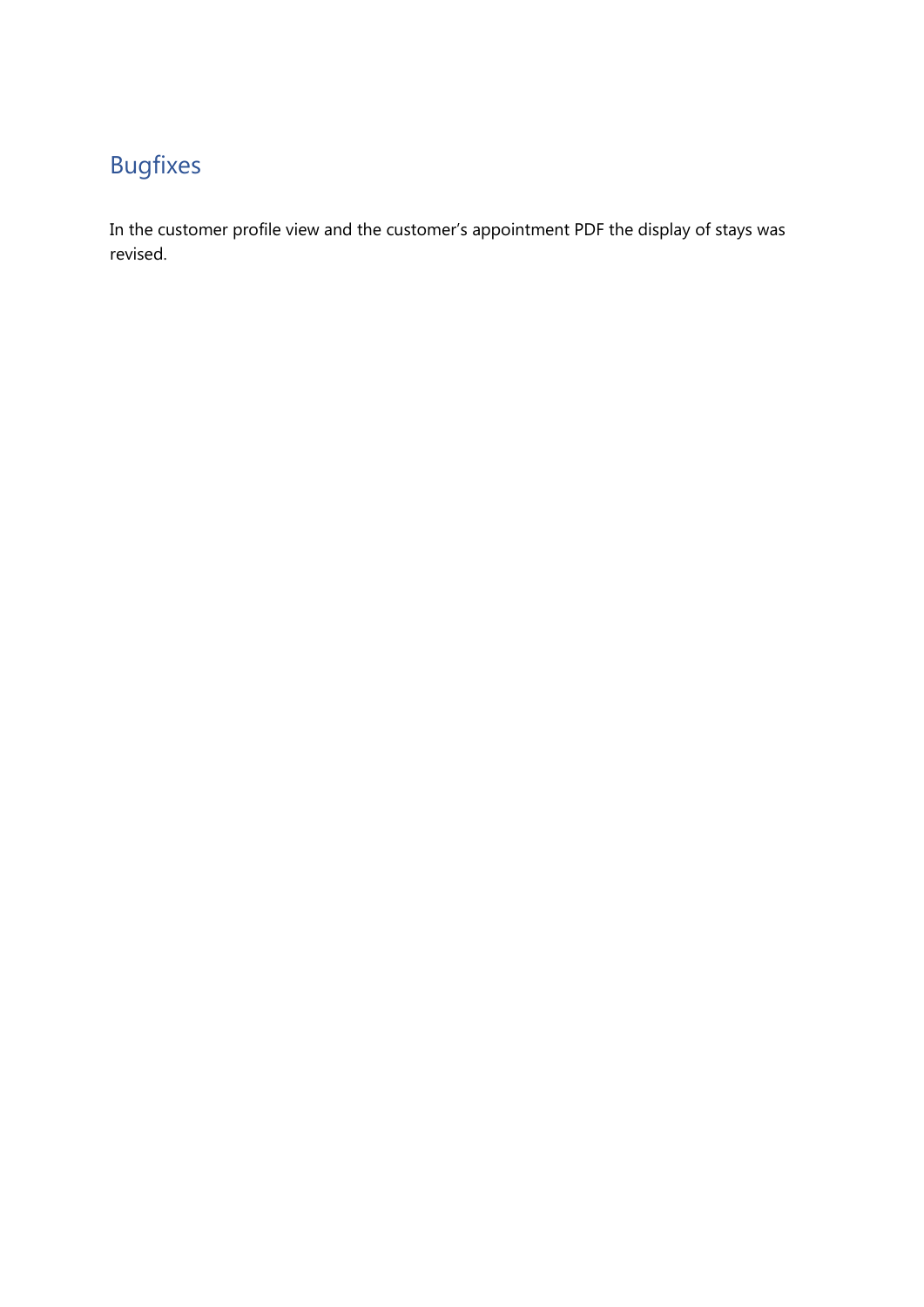## Bugfixes

In the customer profile view and the customer's appointment PDF the display of stays was revised.